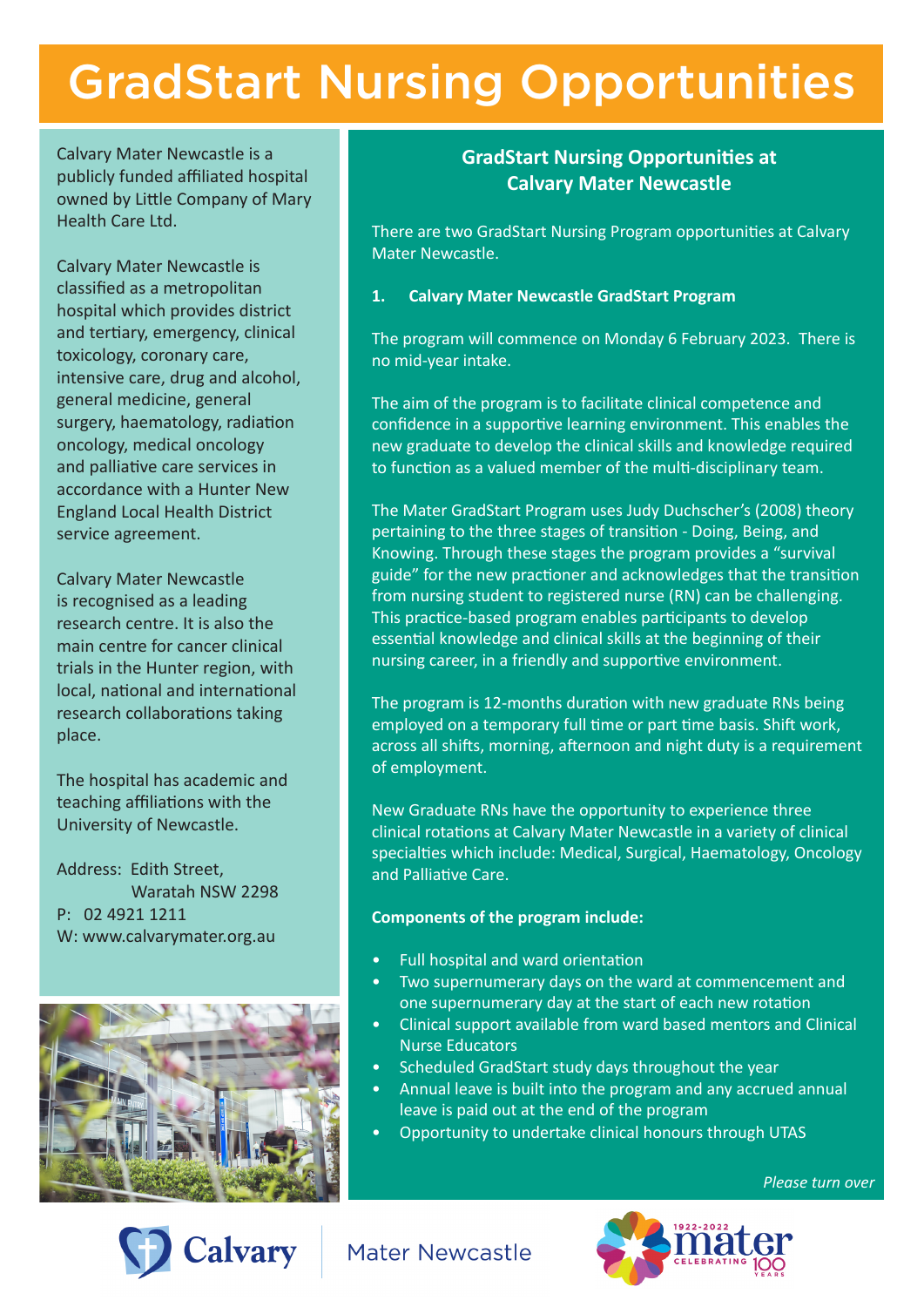# GradStart Nursing Opportunities

Calvary Mater Newcastle is a publicly funded affiliated hospital owned by Little Company of Mary Health Care Ltd.

Calvary Mater Newcastle is classified as a metropolitan hospital which provides district and tertiary, emergency, clinical toxicology, coronary care, intensive care, drug and alcohol, general medicine, general surgery, haematology, radiation oncology, medical oncology and palliative care services in accordance with a Hunter New England Local Health District service agreement.

Calvary Mater Newcastle is recognised as a leading research centre. It is also the main centre for cancer clinical trials in the Hunter region, with local, national and international research collaborations taking place.

The hospital has academic and teaching affiliations with the University of Newcastle.

Address: Edith Street,
Waratah NSW 2298
P: 02 4921 1211
W: www.calvarymater.org.au

## GradStart Nursing Opportunities at Calvary Mater Newcastle

There are two GradStart Nursing Program opportunities at Calvary Mater Newcastle.

**1. Calvary Mater Newcastle GradStart Program**

The program will commence on Monday 6 February 2023. There is no mid-year intake.

The aim of the program is to facilitate clinical competence and confidence in a supportive learning environment. This enables the new graduate to develop the clinical skills and knowledge required to function as a valued member of the multi-disciplinary team.

The Mater GradStart Program uses Judy Duchscher's (2008) theory pertaining to the three stages of transition - Doing, Being, and Knowing. Through these stages the program provides a "survival guide" for the new practioner and acknowledges that the transition from nursing student to registered nurse (RN) can be challenging. This practice-based program enables participants to develop essential knowledge and clinical skills at the beginning of their nursing career, in a friendly and supportive environment.

The program is 12-months duration with new graduate RNs being employed on a temporary full time or part time basis. Shift work, across all shifts, morning, afternoon and night duty is a requirement of employment.

New Graduate RNs have the opportunity to experience three clinical rotations at Calvary Mater Newcastle in a variety of clinical specialties which include: Medical, Surgical, Haematology, Oncology and Palliative Care.

**Components of the program include:**

- Full hospital and ward orientation
- Two supernumerary days on the ward at commencement and one supernumerary day at the start of each new rotation
- Clinical support available from ward based mentors and Clinical Nurse Educators
- Scheduled GradStart study days throughout the year
- Annual leave is built into the program and any accrued annual leave is paid out at the end of the program
- Opportunity to undertake clinical honours through UTAS

*Please turn over*

Calvary Mater Newcastle

1922-2022 mater CELEBRATING 100 YEARS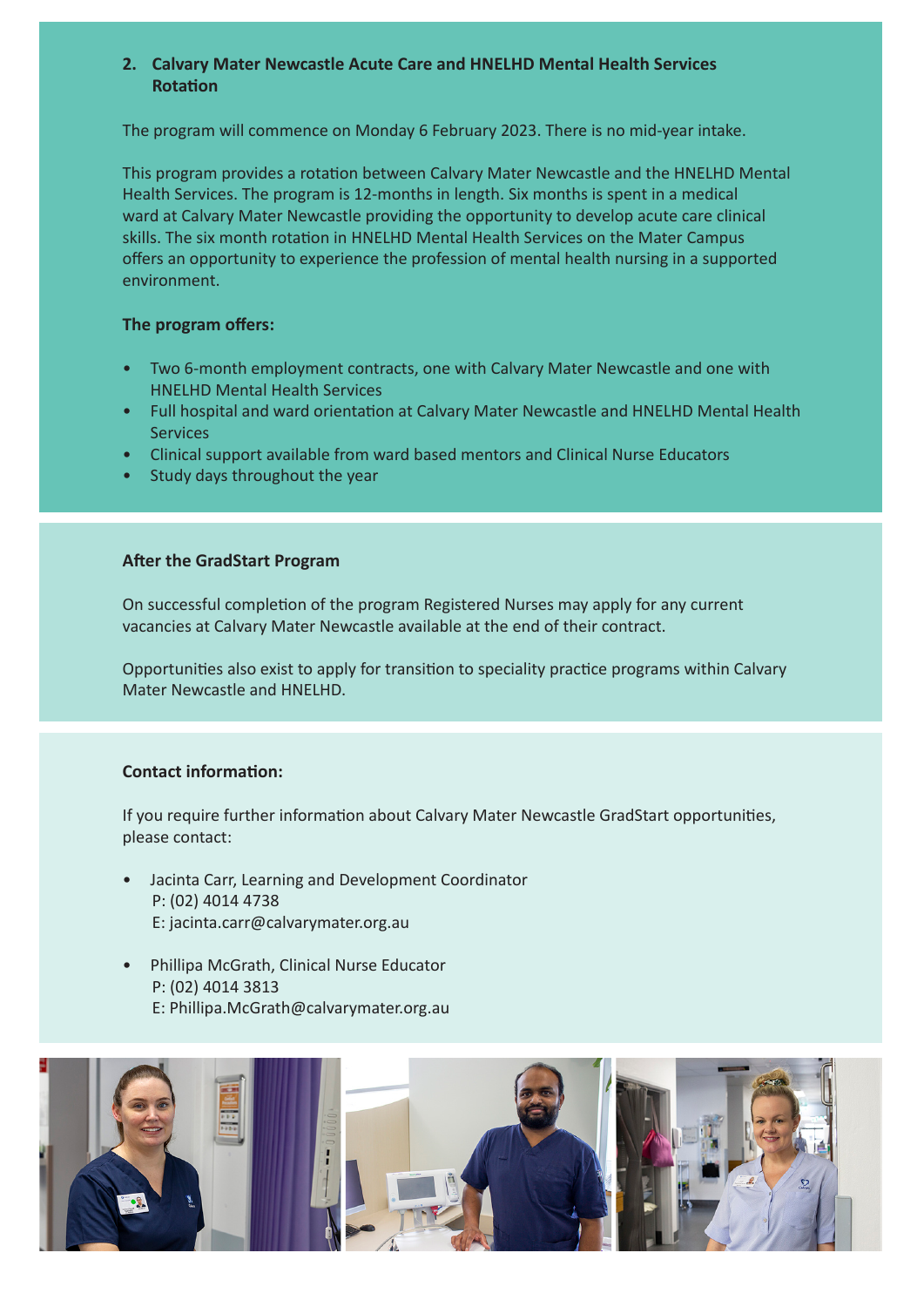## 2. Calvary Mater Newcastle Acute Care and HNELHD Mental Health Services Rotation

The program will commence on Monday 6 February 2023. There is no mid-year intake.

This program provides a rotation between Calvary Mater Newcastle and the HNELHD Mental Health Services. The program is 12-months in length. Six months is spent in a medical ward at Calvary Mater Newcastle providing the opportunity to develop acute care clinical skills. The six month rotation in HNELHD Mental Health Services on the Mater Campus offers an opportunity to experience the profession of mental health nursing in a supported environment.

**The program offers:**

- Two 6-month employment contracts, one with Calvary Mater Newcastle and one with HNELHD Mental Health Services
- Full hospital and ward orientation at Calvary Mater Newcastle and HNELHD Mental Health Services
- Clinical support available from ward based mentors and Clinical Nurse Educators
- Study days throughout the year

### After the GradStart Program

On successful completion of the program Registered Nurses may apply for any current vacancies at Calvary Mater Newcastle available at the end of their contract.

Opportunities also exist to apply for transition to speciality practice programs within Calvary Mater Newcastle and HNELHD.

### Contact information:

If you require further information about Calvary Mater Newcastle GradStart opportunities, please contact:

- Jacinta Carr, Learning and Development Coordinator
  P: (02) 4014 4738
  E: jacinta.carr@calvarymater.org.au

- Phillipa McGrath, Clinical Nurse Educator
  P: (02) 4014 3813
  E: Phillipa.McGrath@calvarymater.org.au